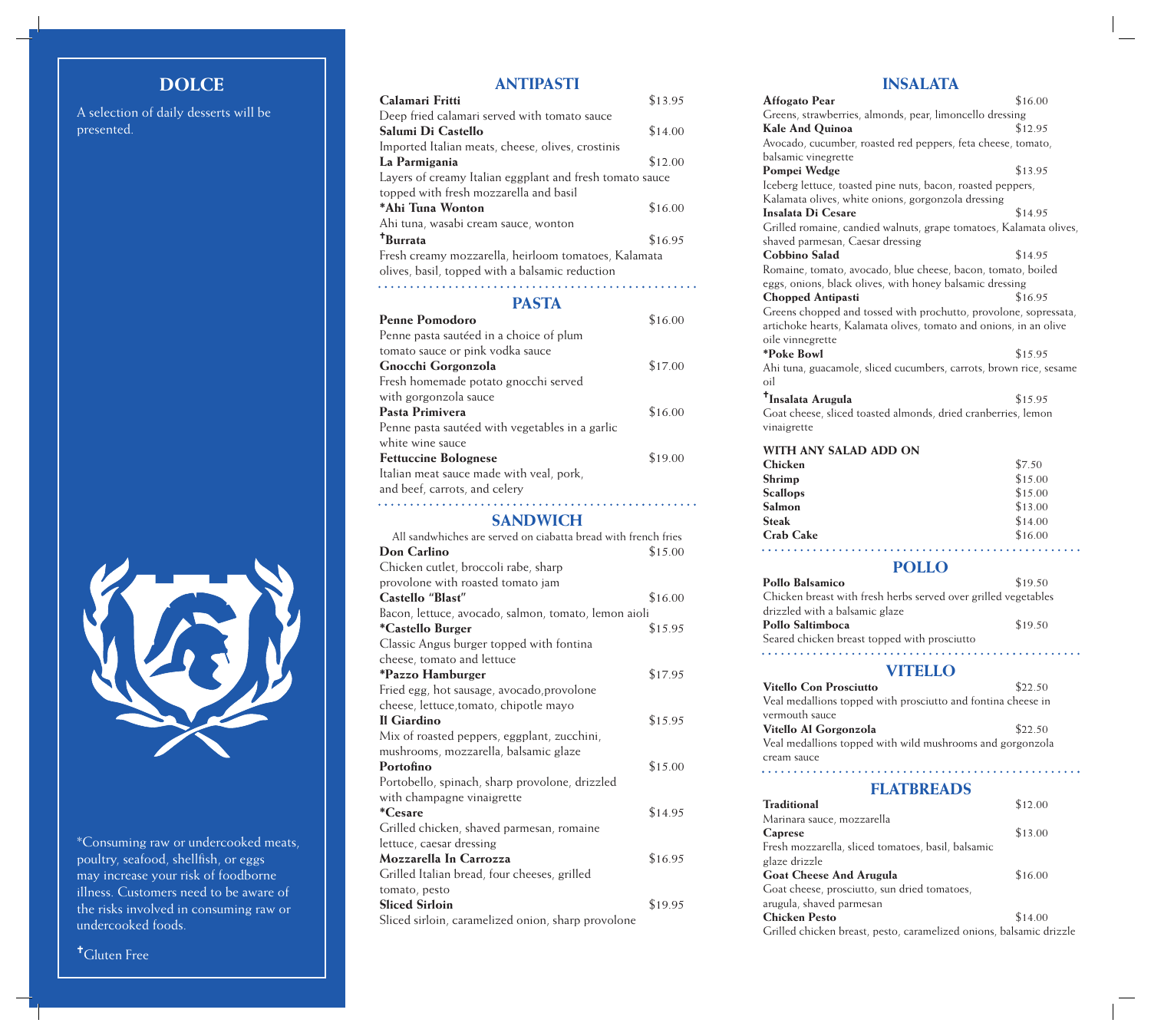## DOLCE

A selection of daily desserts will be presented.

*Consuming raw or undercooked meats, poultry, seafood, shellfish, or eggs may increase your risk of foodborne illness. Customers need to be aware of the risks involved in consuming raw or undercooked foods.

†Gluten Free

## ANTIPASTI

**Calamari Fritti** $13.95
Deep fried calamari served with tomato sauce

**Salumi Di Castello** $14.00
Imported Italian meats, cheese, olives, crostinis

**La Parmigania** $12.00
Layers of creamy Italian eggplant and fresh tomato sauce topped with fresh mozzarella and basil

***Ahi Tuna Wonton** $16.00
Ahi tuna, wasabi cream sauce, wonton

**†Burrata** $16.95
Fresh creamy mozzarella, heirloom tomatoes, Kalamata olives, basil, topped with a balsamic reduction

## PASTA

**Penne Pomodoro** $16.00
Penne pasta sautéed in a choice of plum tomato sauce or pink vodka sauce

**Gnocchi Gorgonzola** $17.00
Fresh homemade potato gnocchi served with gorgonzola sauce

**Pasta Primivera** $16.00
Penne pasta sautéed with vegetables in a garlic white wine sauce

**Fettuccine Bolognese** $19.00
Italian meat sauce made with veal, pork, and beef, carrots, and celery

## SANDWICH

All sandwhiches are served on ciabatta bread with french fries

**Don Carlino** $15.00
Chicken cutlet, broccoli rabe, sharp provolone with roasted tomato jam

**Castello "Blast"** $16.00
Bacon, lettuce, avocado, salmon, tomato, lemon aioli

***Castello Burger** $15.95
Classic Angus burger topped with fontina cheese, tomato and lettuce

***Pazzo Hamburger** $17.95
Fried egg, hot sausage, avocado,provolone cheese, lettuce,tomato, chipotle mayo

**Il Giardino** $15.95
Mix of roasted peppers, eggplant, zucchini, mushrooms, mozzarella, balsamic glaze

**Portofino** $15.00
Portobello, spinach, sharp provolone, drizzled with champagne vinaigrette

***Cesare** $14.95
Grilled chicken, shaved parmesan, romaine lettuce, caesar dressing

**Mozzarella In Carrozza** $16.95
Grilled Italian bread, four cheeses, grilled tomato, pesto

**Sliced Sirloin** $19.95
Sliced sirloin, caramelized onion, sharp provolone

## INSALATA

**Affogato Pear** $16.00
Greens, strawberries, almonds, pear, limoncello dressing

**Kale And Quinoa** $12.95
Avocado, cucumber, roasted red peppers, feta cheese, tomato, balsamic vinegrette

**Pompei Wedge** $13.95
Iceberg lettuce, toasted pine nuts, bacon, roasted peppers, Kalamata olives, white onions, gorgonzola dressing

**Insalata Di Cesare** $14.95
Grilled romaine, candied walnuts, grape tomatoes, Kalamata olives, shaved parmesan, Caesar dressing

**Cobbino Salad** $14.95
Romaine, tomato, avocado, blue cheese, bacon, tomato, boiled eggs, onions, black olives, with honey balsamic dressing

**Chopped Antipasti** $16.95
Greens chopped and tossed with prochutto, provolone, sopressata, artichoke hearts, Kalamata olives, tomato and onions, in an olive oile vinnegrette

***Poke Bowl** $15.95
Ahi tuna, guacamole, sliced cucumbers, carrots, brown rice, sesame oil

**†Insalata Arugula** $15.95
Goat cheese, sliced toasted almonds, dried cranberries, lemon vinaigrette

**WITH ANY SALAD ADD ON**

| | |
|---|---|
| **Chicken** | $7.50 |
| **Shrimp** | $15.00 |
| **Scallops** | $15.00 |
| **Salmon** | $13.00 |
| **Steak** | $14.00 |
| **Crab Cake** | $16.00 |

## POLLO

**Pollo Balsamico** $19.50
Chicken breast with fresh herbs served over grilled vegetables drizzled with a balsamic glaze

**Pollo Saltimboca** $19.50
Seared chicken breast topped with prosciutto

## VITELLO

**Vitello Con Prosciutto** $22.50
Veal medallions topped with prosciutto and fontina cheese in vermouth sauce

**Vitello Al Gorgonzola** $22.50
Veal medallions topped with wild mushrooms and gorgonzola cream sauce

## FLATBREADS

**Traditional** $12.00
Marinara sauce, mozzarella

**Caprese** $13.00
Fresh mozzarella, sliced tomatoes, basil, balsamic glaze drizzle

**Goat Cheese And Arugula** $16.00
Goat cheese, prosciutto, sun dried tomatoes, arugula, shaved parmesan

**Chicken Pesto** $14.00
Grilled chicken breast, pesto, caramelized onions, balsamic drizzle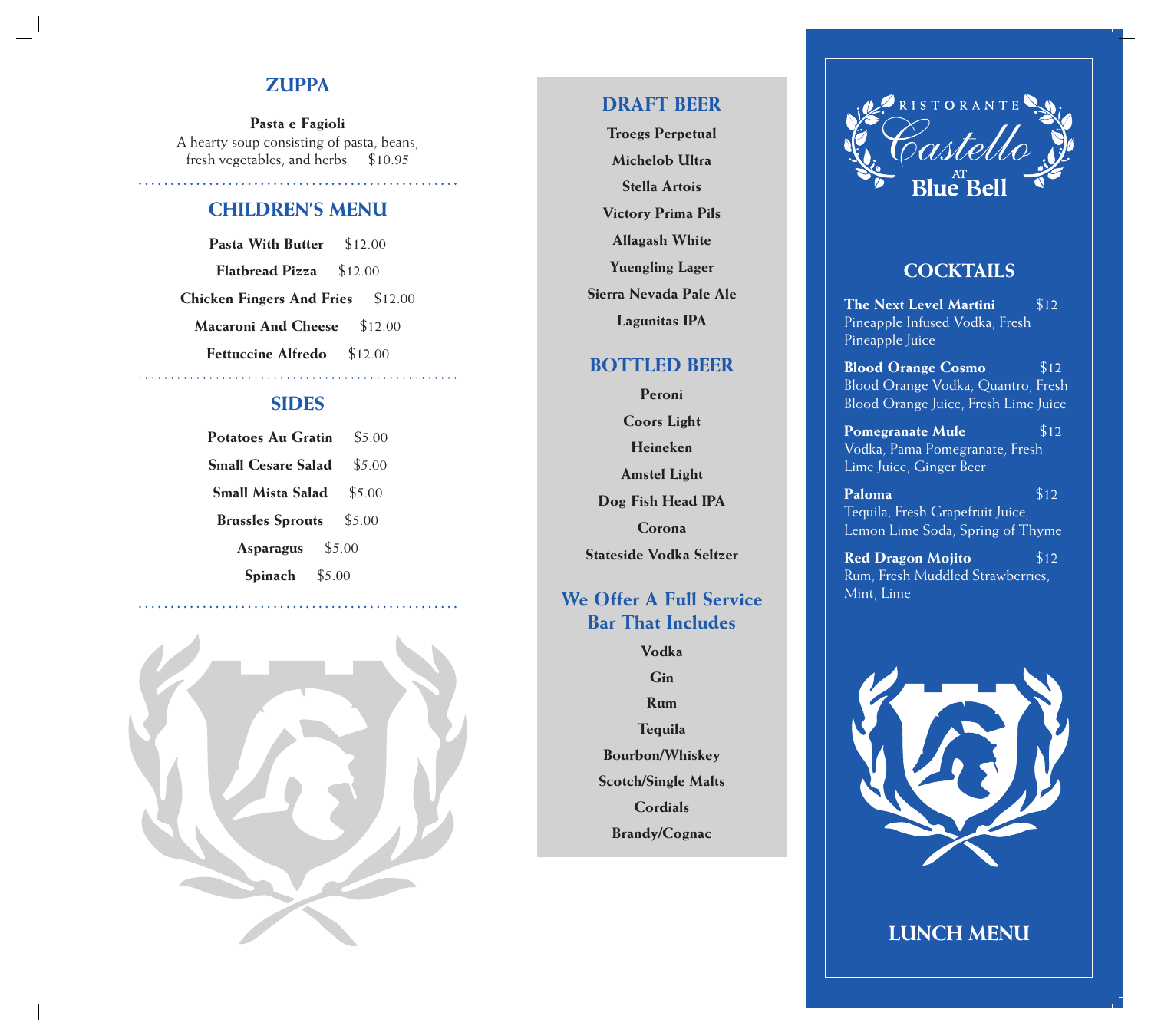## ZUPPA

**Pasta e Fagioli**
A hearty soup consisting of pasta, beans, fresh vegetables, and herbs $10.95

## CHILDREN'S MENU

**Pasta With Butter** $12.00

**Flatbread Pizza** $12.00

**Chicken Fingers And Fries** $12.00

**Macaroni And Cheese** $12.00

**Fettuccine Alfredo** $12.00

## SIDES

**Potatoes Au Gratin** $5.00

**Small Cesare Salad** $5.00

**Small Mista Salad** $5.00

**Brussles Sprouts** $5.00

**Asparagus** $5.00

**Spinach** $5.00

## DRAFT BEER

**Troegs Perpetual**
**Michelob Ultra**
**Stella Artois**
**Victory Prima Pils**
**Allagash White**
**Yuengling Lager**
**Sierra Nevada Pale Ale**
**Lagunitas IPA**

## BOTTLED BEER

**Peroni**
**Coors Light**
**Heineken**
**Amstel Light**
**Dog Fish Head IPA**
**Corona**
**Stateside Vodka Seltzer**

## We Offer A Full Service Bar That Includes

**Vodka**
**Gin**
**Rum**
**Tequila**
**Bourbon/Whiskey**
**Scotch/Single Malts**
**Cordials**
**Brandy/Cognac**

# RISTORANTE Castello AT Blue Bell

## COCKTAILS

**The Next Level Martini** $12
Pineapple Infused Vodka, Fresh Pineapple Juice

**Blood Orange Cosmo** $12
Blood Orange Vodka, Quantro, Fresh Blood Orange Juice, Fresh Lime Juice

**Pomegranate Mule** $12
Vodka, Pama Pomegranate, Fresh Lime Juice, Ginger Beer

**Paloma** $12
Tequila, Fresh Grapefruit Juice, Lemon Lime Soda, Spring of Thyme

**Red Dragon Mojito** $12
Rum, Fresh Muddled Strawberries, Mint, Lime

## LUNCH MENU